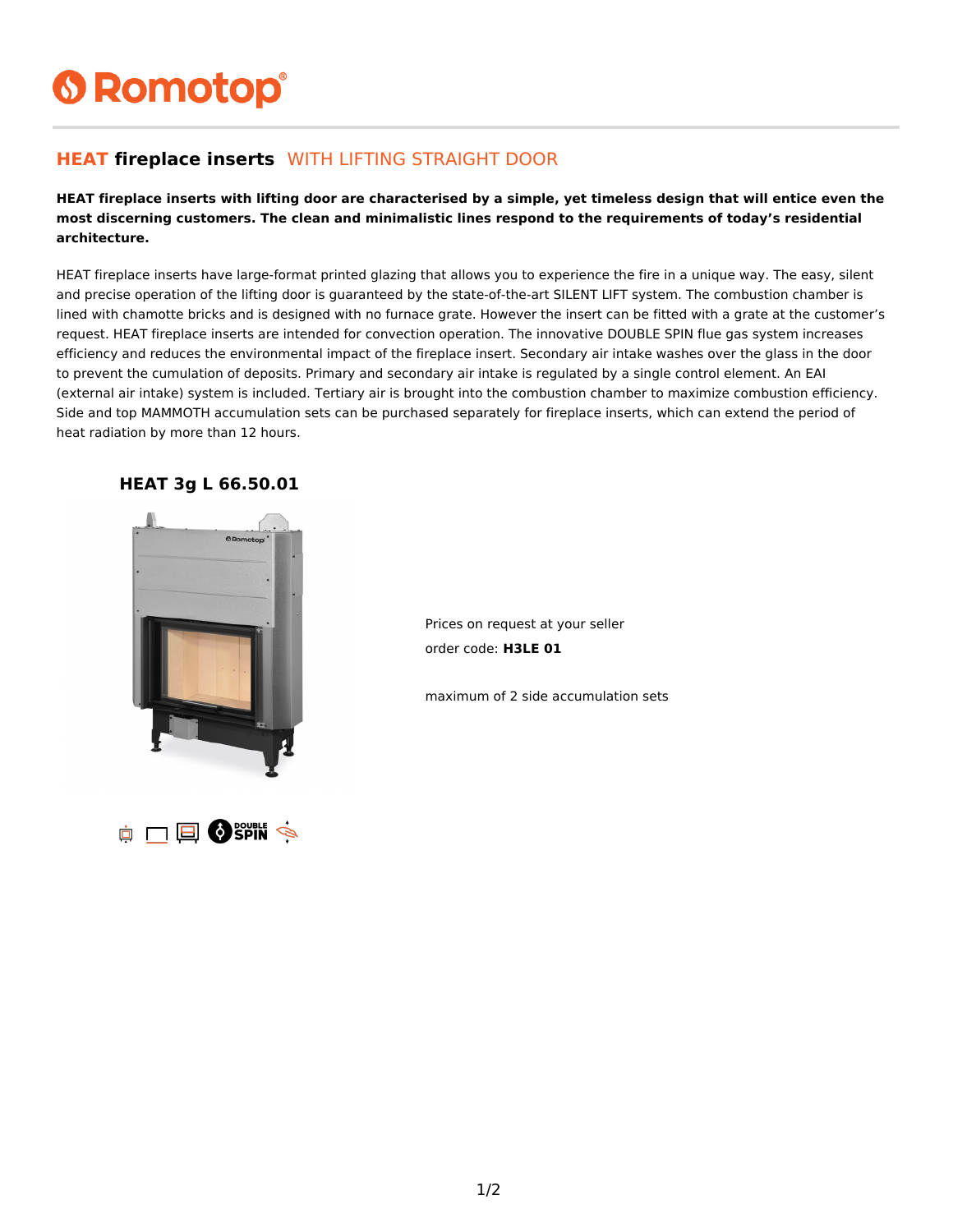Romotop

## HEAT fireplace inserts WITH LIFTING STRAIGHT DOOR

**HEAT fireplace inserts with lifting door are characterised by a simple, yet timeless design that will entice even the most discerning customers. The clean and minimalistic lines respond to the requirements of today's residential architecture.**

HEAT fireplace inserts have large-format printed glazing that allows you to experience the fire in a unique way. The easy, silent and precise operation of the lifting door is guaranteed by the state-of-the-art SILENT LIFT system. The combustion chamber is lined with chamotte bricks and is designed with no furnace grate. However the insert can be fitted with a grate at the customer's request. HEAT fireplace inserts are intended for convection operation. The innovative DOUBLE SPIN flue gas system increases efficiency and reduces the environmental impact of the fireplace insert. Secondary air intake washes over the glass in the door to prevent the cumulation of deposits. Primary and secondary air intake is regulated by a single control element. An EAI (external air intake) system is included. Tertiary air is brought into the combustion chamber to maximize combustion efficiency. Side and top MAMMOTH accumulation sets can be purchased separately for fireplace inserts, which can extend the period of heat radiation by more than 12 hours.

### HEAT 3g L 66.50.01

Prices on request at your seller

order code: **H3LE 01**

maximum of 2 side accumulation sets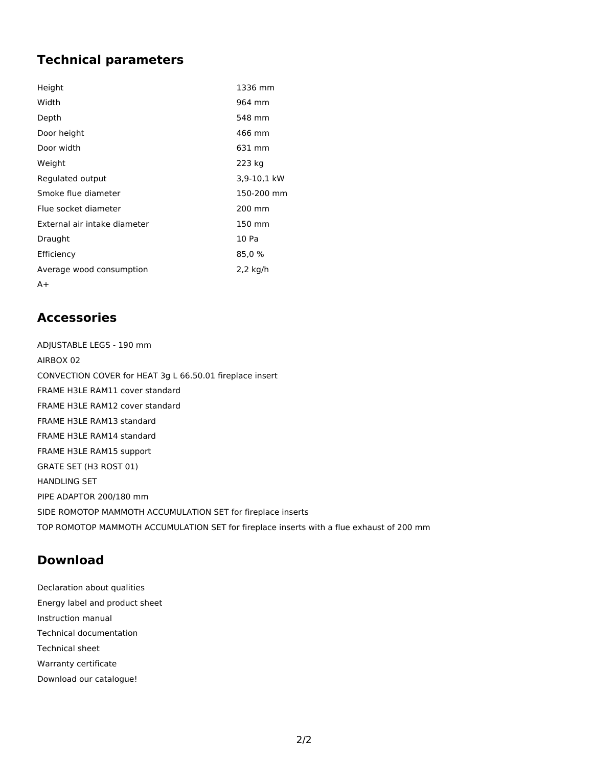## Technical parameters

| | |
|---|---|
| Height | 1336 mm |
| Width | 964 mm |
| Depth | 548 mm |
| Door height | 466 mm |
| Door width | 631 mm |
| Weight | 223 kg |
| Regulated output | 3,9-10,1 kW |
| Smoke flue diameter | 150-200 mm |
| Flue socket diameter | 200 mm |
| External air intake diameter | 150 mm |
| Draught | 10 Pa |
| Efficiency | 85,0 % |
| Average wood consumption | 2,2 kg/h |
| A+ | |

## Accessories

ADJUSTABLE LEGS - 190 mm

AIRBOX 02

CONVECTION COVER for HEAT 3g L 66.50.01 fireplace insert

FRAME H3LE RAM11 cover standard

FRAME H3LE RAM12 cover standard

FRAME H3LE RAM13 standard

FRAME H3LE RAM14 standard

FRAME H3LE RAM15 support

GRATE SET (H3 ROST 01)

HANDLING SET

PIPE ADAPTOR 200/180 mm

SIDE ROMOTOP MAMMOTH ACCUMULATION SET for fireplace inserts

TOP ROMOTOP MAMMOTH ACCUMULATION SET for fireplace inserts with a flue exhaust of 200 mm

## Download

Declaration about qualities

Energy label and product sheet

Instruction manual

Technical documentation

Technical sheet

Warranty certificate

Download our catalogue!